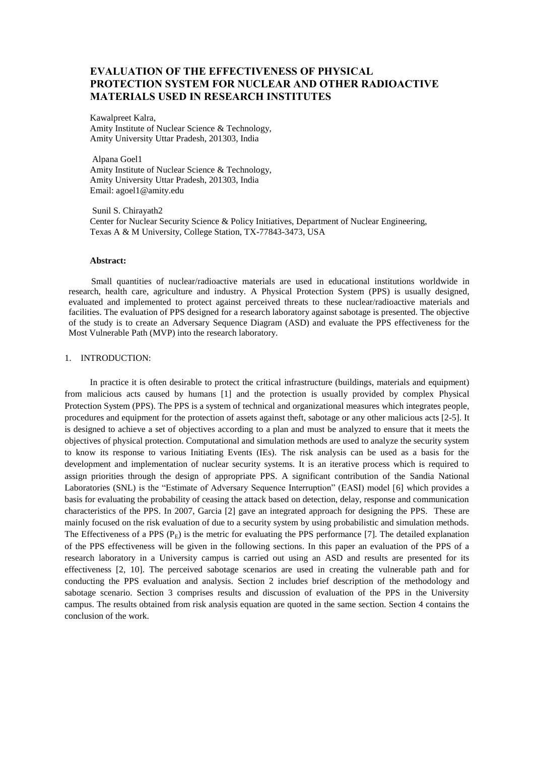# EVALUATION OF THE EFFECTIVENESS OF PHYSICAL PROTECTION SYSTEM FOR NUCLEAR AND OTHER RADIOACTIVE MATERIALS USED IN RESEARCH INSTITUTES

Kawalpreet Kalra,
Amity Institute of Nuclear Science & Technology,
Amity University Uttar Pradesh, 201303, India

Alpana Goel1
Amity Institute of Nuclear Science & Technology,
Amity University Uttar Pradesh, 201303, India
Email: agoel1@amity.edu

Sunil S. Chirayath2
Center for Nuclear Security Science & Policy Initiatives, Department of Nuclear Engineering,
Texas A & M University, College Station, TX-77843-3473, USA

**Abstract:**

Small quantities of nuclear/radioactive materials are used in educational institutions worldwide in research, health care, agriculture and industry. A Physical Protection System (PPS) is usually designed, evaluated and implemented to protect against perceived threats to these nuclear/radioactive materials and facilities. The evaluation of PPS designed for a research laboratory against sabotage is presented. The objective of the study is to create an Adversary Sequence Diagram (ASD) and evaluate the PPS effectiveness for the Most Vulnerable Path (MVP) into the research laboratory.

## 1. INTRODUCTION:

In practice it is often desirable to protect the critical infrastructure (buildings, materials and equipment) from malicious acts caused by humans [1] and the protection is usually provided by complex Physical Protection System (PPS). The PPS is a system of technical and organizational measures which integrates people, procedures and equipment for the protection of assets against theft, sabotage or any other malicious acts [2-5]. It is designed to achieve a set of objectives according to a plan and must be analyzed to ensure that it meets the objectives of physical protection. Computational and simulation methods are used to analyze the security system to know its response to various Initiating Events (IEs). The risk analysis can be used as a basis for the development and implementation of nuclear security systems. It is an iterative process which is required to assign priorities through the design of appropriate PPS. A significant contribution of the Sandia National Laboratories (SNL) is the "Estimate of Adversary Sequence Interruption" (EASI) model [6] which provides a basis for evaluating the probability of ceasing the attack based on detection, delay, response and communication characteristics of the PPS. In 2007, Garcia [2] gave an integrated approach for designing the PPS. These are mainly focused on the risk evaluation of due to a security system by using probabilistic and simulation methods. The Effectiveness of a PPS ($P_E$) is the metric for evaluating the PPS performance [7]. The detailed explanation of the PPS effectiveness will be given in the following sections. In this paper an evaluation of the PPS of a research laboratory in a University campus is carried out using an ASD and results are presented for its effectiveness [2, 10]. The perceived sabotage scenarios are used in creating the vulnerable path and for conducting the PPS evaluation and analysis. Section 2 includes brief description of the methodology and sabotage scenario. Section 3 comprises results and discussion of evaluation of the PPS in the University campus. The results obtained from risk analysis equation are quoted in the same section. Section 4 contains the conclusion of the work.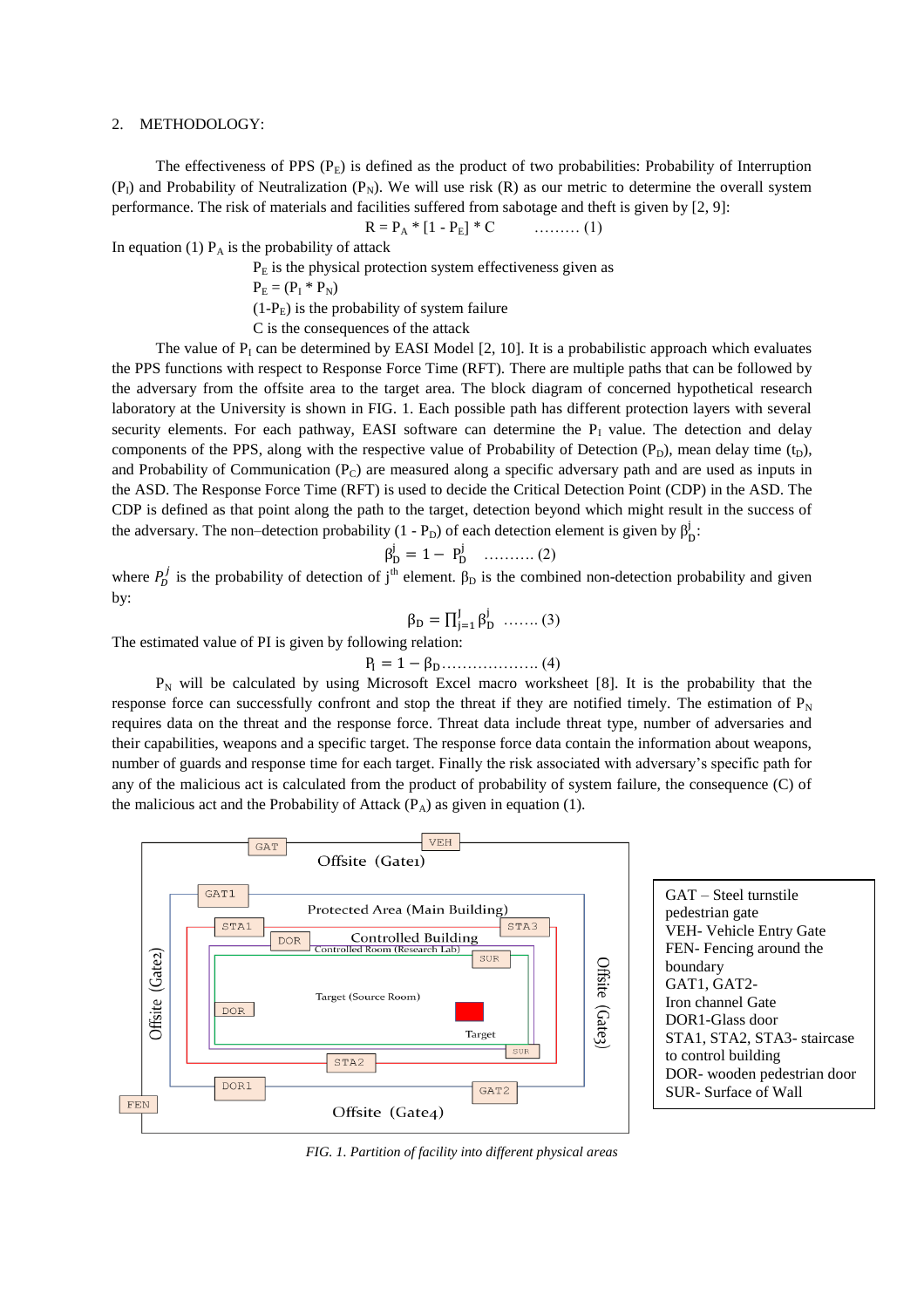## 2. METHODOLOGY:

The effectiveness of PPS ($P_E$) is defined as the product of two probabilities: Probability of Interruption ($P_I$) and Probability of Neutralization ($P_N$). We will use risk (R) as our metric to determine the overall system performance. The risk of materials and facilities suffered from sabotage and theft is given by [2, 9]:

$$R = P_A * [1 - P_E] * C \qquad \text{......... (1)}$$

In equation (1) $P_A$ is the probability of attack

$P_E$ is the physical protection system effectiveness given as

$P_E = (P_I * P_N)$

$(1\text{-}P_E)$ is the probability of system failure

C is the consequences of the attack

The value of $P_I$ can be determined by EASI Model [2, 10]. It is a probabilistic approach which evaluates the PPS functions with respect to Response Force Time (RFT). There are multiple paths that can be followed by the adversary from the offsite area to the target area. The block diagram of concerned hypothetical research laboratory at the University is shown in FIG. 1. Each possible path has different protection layers with several security elements. For each pathway, EASI software can determine the $P_I$ value. The detection and delay components of the PPS, along with the respective value of Probability of Detection ($P_D$), mean delay time ($t_D$), and Probability of Communication ($P_C$) are measured along a specific adversary path and are used as inputs in the ASD. The Response Force Time (RFT) is used to decide the Critical Detection Point (CDP) in the ASD. The CDP is defined as that point along the path to the target, detection beyond which might result in the success of the adversary. The non–detection probability $(1 - P_D)$ of each detection element is given by $\beta_D^j$:

$$\beta_D^j = 1 - P_D^j \qquad \text{.......... (2)}$$

where $P_D^j$ is the probability of detection of $j^{th}$ element. $\beta_D$ is the combined non-detection probability and given by:

$$\beta_D = \prod_{j=1}^{J} \beta_D^j \qquad \text{....... (3)}$$

The estimated value of PI is given by following relation:

$$P_I = 1 - \beta_D \text{.................. (4)}$$

$P_N$ will be calculated by using Microsoft Excel macro worksheet [8]. It is the probability that the response force can successfully confront and stop the threat if they are notified timely. The estimation of $P_N$ requires data on the threat and the response force. Threat data include threat type, number of adversaries and their capabilities, weapons and a specific target. The response force data contain the information about weapons, number of guards and response time for each target. Finally the risk associated with adversary's specific path for any of the malicious act is calculated from the product of probability of system failure, the consequence (C) of the malicious act and the Probability of Attack ($P_A$) as given in equation (1).

GAT – Steel turnstile pedestrian gate
VEH- Vehicle Entry Gate
FEN- Fencing around the boundary
GAT1, GAT2- Iron channel Gate
DOR1-Glass door
STA1, STA2, STA3- staircase to control building
DOR- wooden pedestrian door
SUR- Surface of Wall

*FIG. 1. Partition of facility into different physical areas*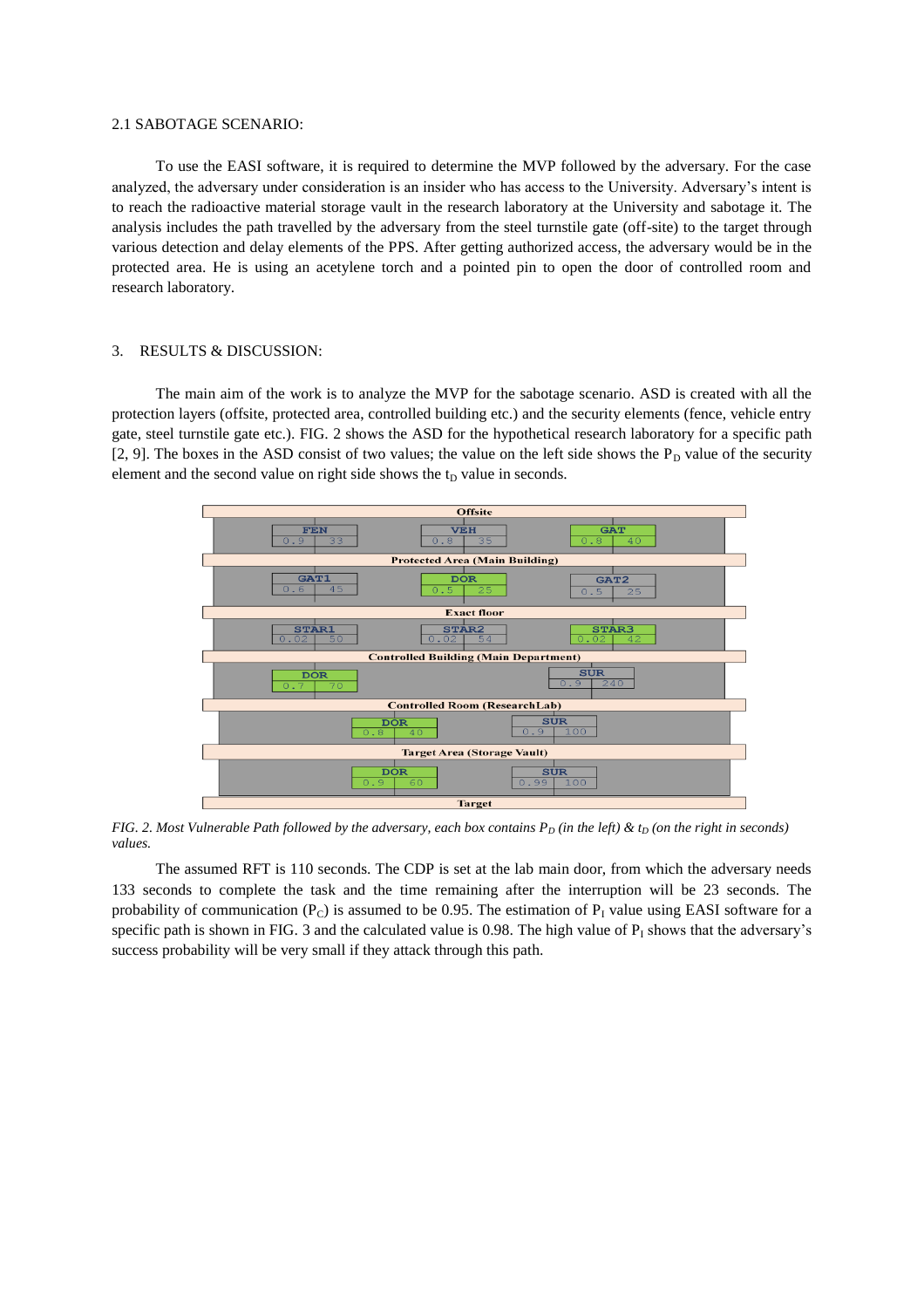## 2.1 SABOTAGE SCENARIO:

To use the EASI software, it is required to determine the MVP followed by the adversary. For the case analyzed, the adversary under consideration is an insider who has access to the University. Adversary's intent is to reach the radioactive material storage vault in the research laboratory at the University and sabotage it. The analysis includes the path travelled by the adversary from the steel turnstile gate (off-site) to the target through various detection and delay elements of the PPS. After getting authorized access, the adversary would be in the protected area. He is using an acetylene torch and a pointed pin to open the door of controlled room and research laboratory.

# 3. RESULTS & DISCUSSION:

The main aim of the work is to analyze the MVP for the sabotage scenario. ASD is created with all the protection layers (offsite, protected area, controlled building etc.) and the security elements (fence, vehicle entry gate, steel turnstile gate etc.). FIG. 2 shows the ASD for the hypothetical research laboratory for a specific path [2, 9]. The boxes in the ASD consist of two values; the value on the left side shows the $P_D$ value of the security element and the second value on right side shows the $t_D$ value in seconds.

| Layer | Elements ($P_D$, $t_D$) | | |
|---|---|---|---|
| Offsite | FEN (0.9, 33) | VEH (0.8, 35) | GAT (0.8, 40) |
| Protected Area (Main Building) | GAT1 (0.6, 45) | DOR (0.5, 25) | GAT2 (0.5, 25) |
| Exact floor | STAR1 (0.02, 50) | STAR2 (0.02, 54) | STAR3 (0.02, 42) |
| Controlled Building (Main Department) | DOR (0.7, 70) | SUR (0.9, 240) | |
| Controlled Room (ResearchLab) | DOR (0.8, 40) | SUR (0.9, 100) | |
| Target Area (Storage Vault) | DOR (0.9, 60) | SUR (0.99, 100) | |
| Target | | | |

*FIG. 2. Most Vulnerable Path followed by the adversary, each box contains $P_D$ (in the left) & $t_D$ (on the right in seconds) values.*

The assumed RFT is 110 seconds. The CDP is set at the lab main door, from which the adversary needs 133 seconds to complete the task and the time remaining after the interruption will be 23 seconds. The probability of communication ($P_C$) is assumed to be 0.95. The estimation of $P_I$ value using EASI software for a specific path is shown in FIG. 3 and the calculated value is 0.98. The high value of $P_I$ shows that the adversary's success probability will be very small if they attack through this path.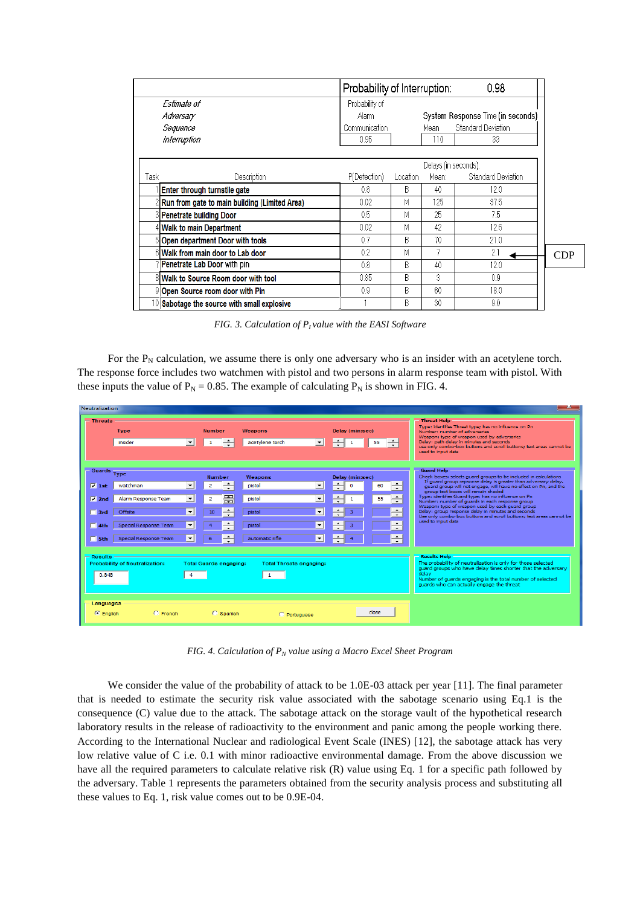| | Probability of Interruption: | | 0.98 | |
|---|---|---|---|---|
| *Estimate of Adversary Sequence Interruption* | Probability of Alarm Communication | | System Response Time (in seconds) | |
| | | | Mean | Standard Deviation |
| | 0.95 | | 110 | 33 |

| Task | Description | P(Detection) | Location | Delays (in seconds): Mean: | Standard Deviation |
|---|---|---|---|---|---|
| 1 | **Enter through turnstile gate** | 0.8 | B | 40 | 12.0 |
| 2 | **Run from gate to main building (Limited Area)** | 0.02 | M | 125 | 37.5 |
| 3 | **Penetrate building Door** | 0.5 | M | 25 | 7.5 |
| 4 | **Walk to main Department** | 0.02 | M | 42 | 12.6 |
| 5 | **Open department Door with tools** | 0.7 | B | 70 | 21.0 |
| 6 | **Walk from main door to Lab door** | 0.2 | M | 7 | 2.1 ← CDP |
| 7 | **Penetrate Lab Door with pin** | 0.8 | B | 40 | 12.0 |
| 8 | **Walk to Source Room door with tool** | 0.85 | B | 3 | 0.9 |
| 9 | **Open Source room door with Pin** | 0.9 | B | 60 | 18.0 |
| 10 | **Sabotage the source with small explosive** | 1 | B | 30 | 9.0 |

*FIG. 3. Calculation of $P_I$ value with the EASI Software*

For the $P_N$ calculation, we assume there is only one adversary who is an insider with an acetylene torch. The response force includes two watchmen with pistol and two persons in alarm response team with pistol. With these inputs the value of $P_N = 0.85$. The example of calculating $P_N$ is shown in FIG. 4.

*FIG. 4. Calculation of $P_N$ value using a Macro Excel Sheet Program*

We consider the value of the probability of attack to be 1.0E-03 attack per year [11]. The final parameter that is needed to estimate the security risk value associated with the sabotage scenario using Eq.1 is the consequence (C) value due to the attack. The sabotage attack on the storage vault of the hypothetical research laboratory results in the release of radioactivity to the environment and panic among the people working there. According to the International Nuclear and radiological Event Scale (INES) [12], the sabotage attack has very low relative value of C i.e. 0.1 with minor radioactive environmental damage. From the above discussion we have all the required parameters to calculate relative risk (R) value using Eq. 1 for a specific path followed by the adversary. Table 1 represents the parameters obtained from the security analysis process and substituting all these values to Eq. 1, risk value comes out to be 0.9E-04.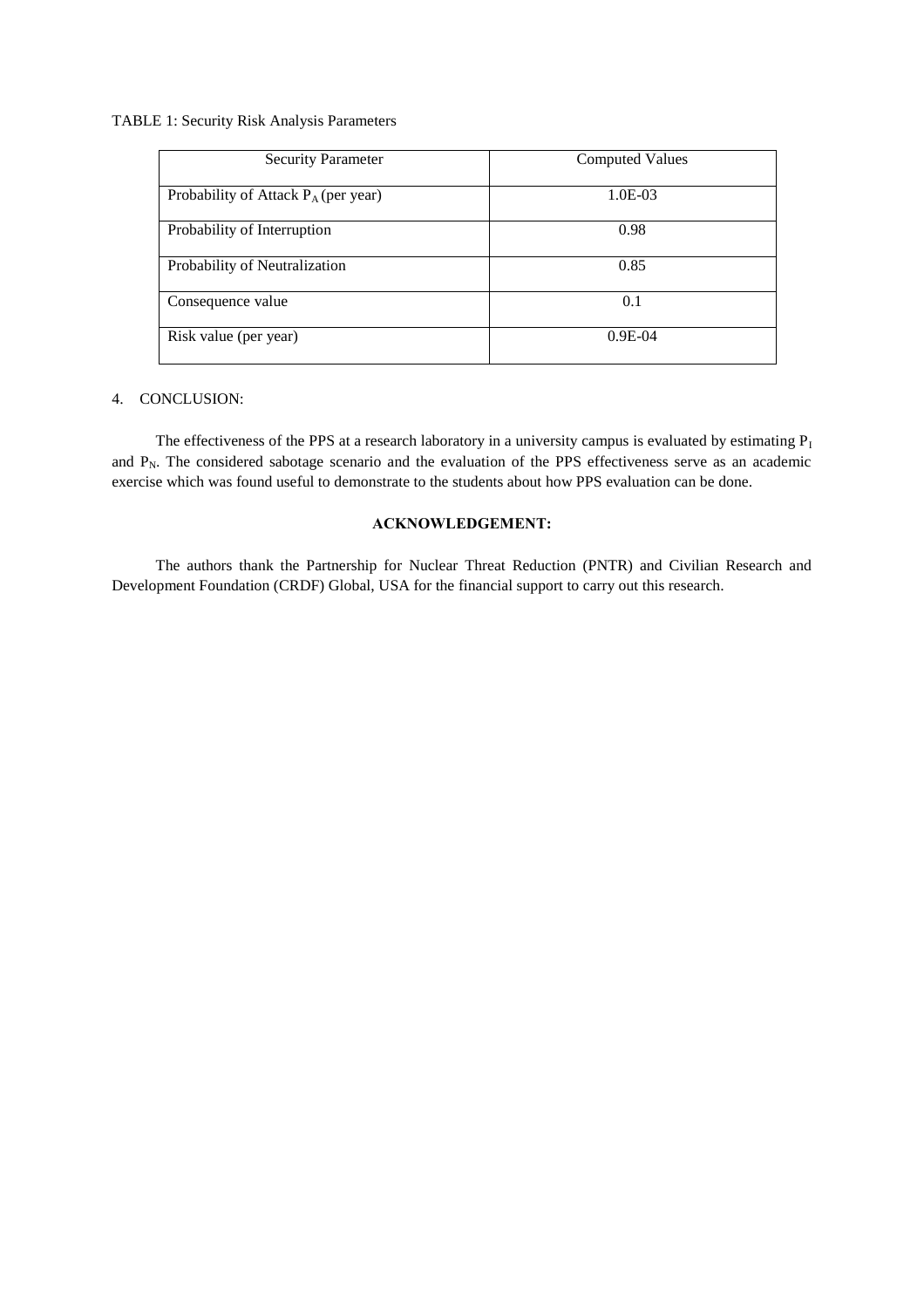TABLE 1: Security Risk Analysis Parameters

| Security Parameter | Computed Values |
| --- | --- |
| Probability of Attack $P_A$ (per year) | 1.0E-03 |
| Probability of Interruption | 0.98 |
| Probability of Neutralization | 0.85 |
| Consequence value | 0.1 |
| Risk value (per year) | 0.9E-04 |

## 4. CONCLUSION:

The effectiveness of the PPS at a research laboratory in a university campus is evaluated by estimating $P_I$ and $P_N$. The considered sabotage scenario and the evaluation of the PPS effectiveness serve as an academic exercise which was found useful to demonstrate to the students about how PPS evaluation can be done.

## ACKNOWLEDGEMENT:

The authors thank the Partnership for Nuclear Threat Reduction (PNTR) and Civilian Research and Development Foundation (CRDF) Global, USA for the financial support to carry out this research.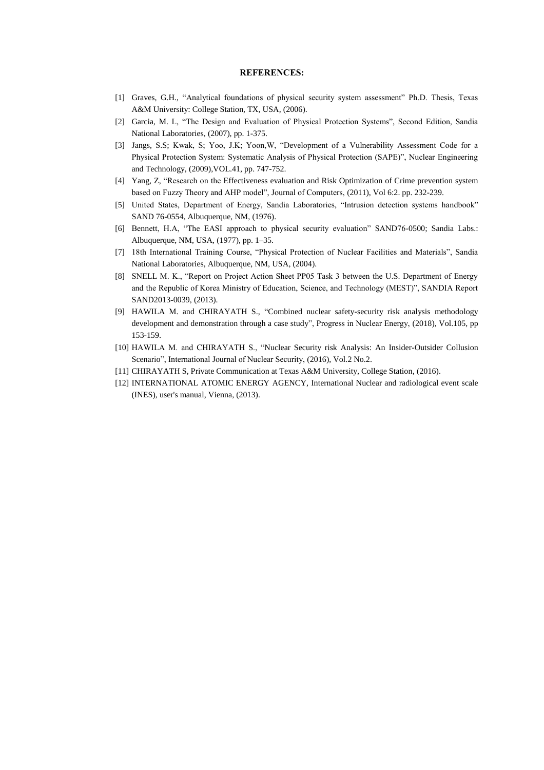## REFERENCES:

[1] Graves, G.H., "Analytical foundations of physical security system assessment" Ph.D. Thesis, Texas A&M University: College Station, TX, USA, (2006).

[2] Garcia, M. L, "The Design and Evaluation of Physical Protection Systems", Second Edition, Sandia National Laboratories, (2007), pp. 1-375.

[3] Jangs, S.S; Kwak, S; Yoo, J.K; Yoon,W, "Development of a Vulnerability Assessment Code for a Physical Protection System: Systematic Analysis of Physical Protection (SAPE)", Nuclear Engineering and Technology, (2009),VOL.41, pp. 747-752.

[4] Yang, Z, "Research on the Effectiveness evaluation and Risk Optimization of Crime prevention system based on Fuzzy Theory and AHP model", Journal of Computers, (2011), Vol 6:2. pp. 232-239.

[5] United States, Department of Energy, Sandia Laboratories, "Intrusion detection systems handbook" SAND 76-0554, Albuquerque, NM, (1976).

[6] Bennett, H.A, "The EASI approach to physical security evaluation" SAND76-0500; Sandia Labs.: Albuquerque, NM, USA, (1977), pp. 1–35.

[7] 18th International Training Course, "Physical Protection of Nuclear Facilities and Materials", Sandia National Laboratories, Albuquerque, NM, USA, (2004).

[8] SNELL M. K., "Report on Project Action Sheet PP05 Task 3 between the U.S. Department of Energy and the Republic of Korea Ministry of Education, Science, and Technology (MEST)", SANDIA Report SAND2013-0039, (2013).

[9] HAWILA M. and CHIRAYATH S., "Combined nuclear safety-security risk analysis methodology development and demonstration through a case study", Progress in Nuclear Energy, (2018), Vol.105, pp 153-159.

[10] HAWILA M. and CHIRAYATH S., "Nuclear Security risk Analysis: An Insider-Outsider Collusion Scenario", International Journal of Nuclear Security, (2016), Vol.2 No.2.

[11] CHIRAYATH S, Private Communication at Texas A&M University, College Station, (2016).

[12] INTERNATIONAL ATOMIC ENERGY AGENCY, International Nuclear and radiological event scale (INES), user's manual, Vienna, (2013).